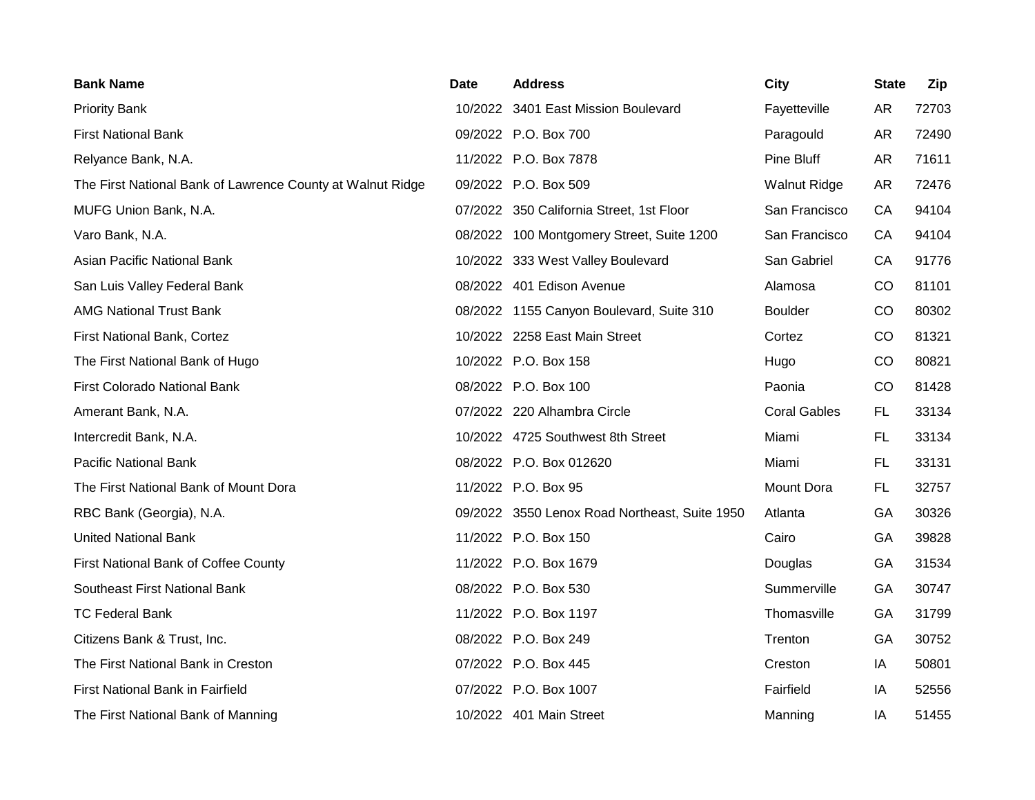| Bank Name | Date | Address | City | State | Zip |
|---|---|---|---|---|---|
| Priority Bank | 10/2022 | 3401 East Mission Boulevard | Fayetteville | AR | 72703 |
| First National Bank | 09/2022 | P.O. Box 700 | Paragould | AR | 72490 |
| Relyance Bank, N.A. | 11/2022 | P.O. Box 7878 | Pine Bluff | AR | 71611 |
| The First National Bank of Lawrence County at Walnut Ridge | 09/2022 | P.O. Box 509 | Walnut Ridge | AR | 72476 |
| MUFG Union Bank, N.A. | 07/2022 | 350 California Street, 1st Floor | San Francisco | CA | 94104 |
| Varo Bank, N.A. | 08/2022 | 100 Montgomery Street, Suite 1200 | San Francisco | CA | 94104 |
| Asian Pacific National Bank | 10/2022 | 333 West Valley Boulevard | San Gabriel | CA | 91776 |
| San Luis Valley Federal Bank | 08/2022 | 401 Edison Avenue | Alamosa | CO | 81101 |
| AMG National Trust Bank | 08/2022 | 1155 Canyon Boulevard, Suite 310 | Boulder | CO | 80302 |
| First National Bank, Cortez | 10/2022 | 2258 East Main Street | Cortez | CO | 81321 |
| The First National Bank of Hugo | 10/2022 | P.O. Box 158 | Hugo | CO | 80821 |
| First Colorado National Bank | 08/2022 | P.O. Box 100 | Paonia | CO | 81428 |
| Amerant Bank, N.A. | 07/2022 | 220 Alhambra Circle | Coral Gables | FL | 33134 |
| Intercredit Bank, N.A. | 10/2022 | 4725 Southwest 8th Street | Miami | FL | 33134 |
| Pacific National Bank | 08/2022 | P.O. Box 012620 | Miami | FL | 33131 |
| The First National Bank of Mount Dora | 11/2022 | P.O. Box 95 | Mount Dora | FL | 32757 |
| RBC Bank (Georgia), N.A. | 09/2022 | 3550 Lenox Road Northeast, Suite 1950 | Atlanta | GA | 30326 |
| United National Bank | 11/2022 | P.O. Box 150 | Cairo | GA | 39828 |
| First National Bank of Coffee County | 11/2022 | P.O. Box 1679 | Douglas | GA | 31534 |
| Southeast First National Bank | 08/2022 | P.O. Box 530 | Summerville | GA | 30747 |
| TC Federal Bank | 11/2022 | P.O. Box 1197 | Thomasville | GA | 31799 |
| Citizens Bank & Trust, Inc. | 08/2022 | P.O. Box 249 | Trenton | GA | 30752 |
| The First National Bank in Creston | 07/2022 | P.O. Box 445 | Creston | IA | 50801 |
| First National Bank in Fairfield | 07/2022 | P.O. Box 1007 | Fairfield | IA | 52556 |
| The First National Bank of Manning | 10/2022 | 401 Main Street | Manning | IA | 51455 |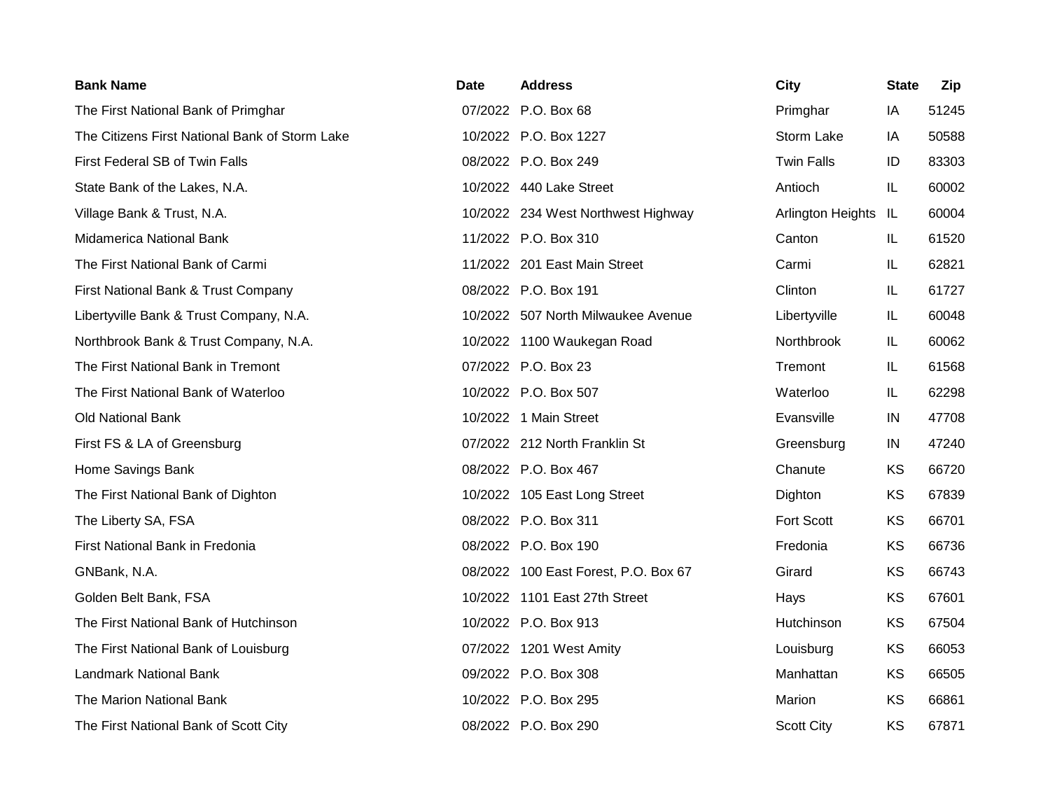| Bank Name | Date | Address | City | State | Zip |
|---|---|---|---|---|---|
| The First National Bank of Primghar | 07/2022 | P.O. Box 68 | Primghar | IA | 51245 |
| The Citizens First National Bank of Storm Lake | 10/2022 | P.O. Box 1227 | Storm Lake | IA | 50588 |
| First Federal SB of Twin Falls | 08/2022 | P.O. Box 249 | Twin Falls | ID | 83303 |
| State Bank of the Lakes, N.A. | 10/2022 | 440 Lake Street | Antioch | IL | 60002 |
| Village Bank & Trust, N.A. | 10/2022 | 234 West Northwest Highway | Arlington Heights | IL | 60004 |
| Midamerica National Bank | 11/2022 | P.O. Box 310 | Canton | IL | 61520 |
| The First National Bank of Carmi | 11/2022 | 201 East Main Street | Carmi | IL | 62821 |
| First National Bank & Trust Company | 08/2022 | P.O. Box 191 | Clinton | IL | 61727 |
| Libertyville Bank & Trust Company, N.A. | 10/2022 | 507 North Milwaukee Avenue | Libertyville | IL | 60048 |
| Northbrook Bank & Trust Company, N.A. | 10/2022 | 1100 Waukegan Road | Northbrook | IL | 60062 |
| The First National Bank in Tremont | 07/2022 | P.O. Box 23 | Tremont | IL | 61568 |
| The First National Bank of Waterloo | 10/2022 | P.O. Box 507 | Waterloo | IL | 62298 |
| Old National Bank | 10/2022 | 1 Main Street | Evansville | IN | 47708 |
| First FS & LA of Greensburg | 07/2022 | 212 North Franklin St | Greensburg | IN | 47240 |
| Home Savings Bank | 08/2022 | P.O. Box 467 | Chanute | KS | 66720 |
| The First National Bank of Dighton | 10/2022 | 105 East Long Street | Dighton | KS | 67839 |
| The Liberty SA, FSA | 08/2022 | P.O. Box 311 | Fort Scott | KS | 66701 |
| First National Bank in Fredonia | 08/2022 | P.O. Box 190 | Fredonia | KS | 66736 |
| GNBank, N.A. | 08/2022 | 100 East Forest, P.O. Box 67 | Girard | KS | 66743 |
| Golden Belt Bank, FSA | 10/2022 | 1101 East 27th Street | Hays | KS | 67601 |
| The First National Bank of Hutchinson | 10/2022 | P.O. Box 913 | Hutchinson | KS | 67504 |
| The First National Bank of Louisburg | 07/2022 | 1201 West Amity | Louisburg | KS | 66053 |
| Landmark National Bank | 09/2022 | P.O. Box 308 | Manhattan | KS | 66505 |
| The Marion National Bank | 10/2022 | P.O. Box 295 | Marion | KS | 66861 |
| The First National Bank of Scott City | 08/2022 | P.O. Box 290 | Scott City | KS | 67871 |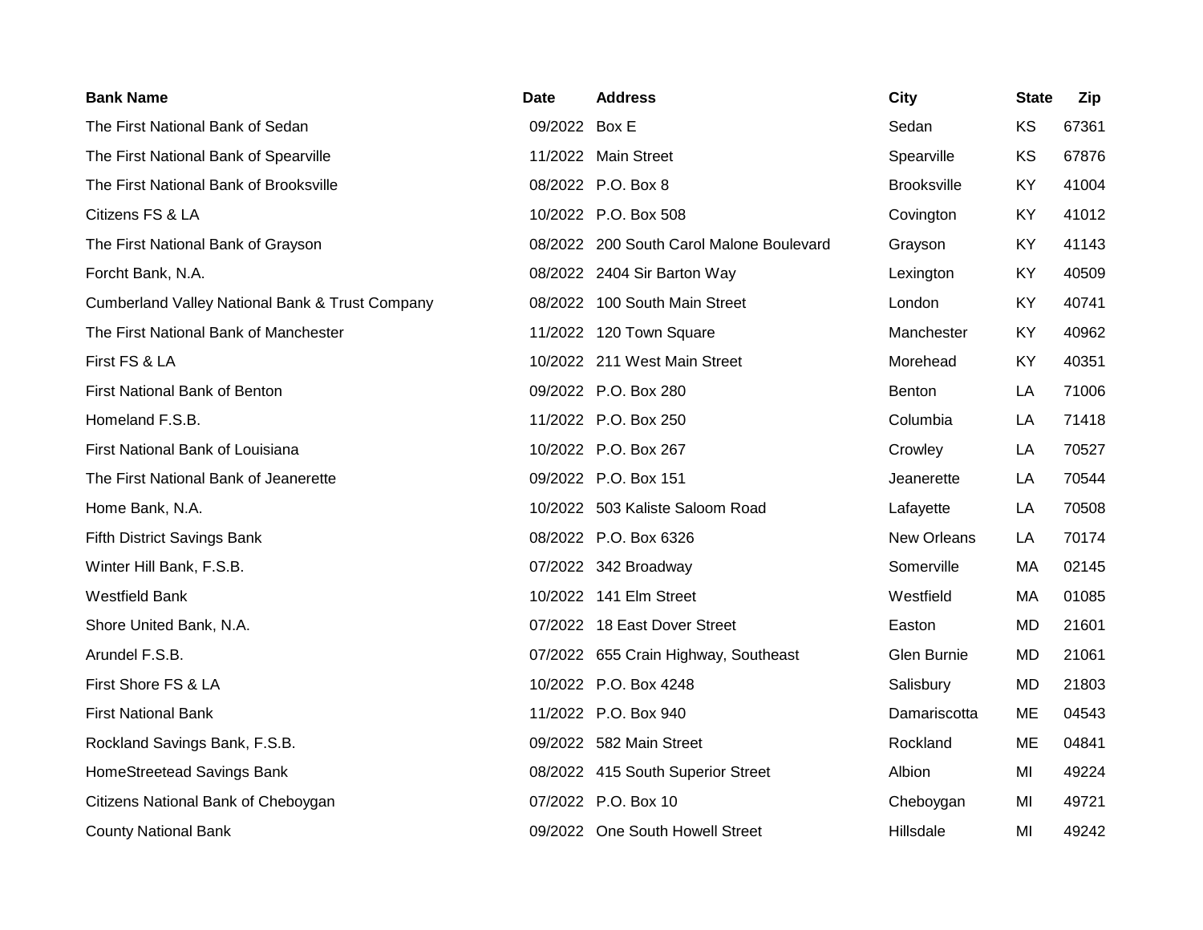| Bank Name | Date | Address | City | State | Zip |
|---|---|---|---|---|---|
| The First National Bank of Sedan | 09/2022 | Box E | Sedan | KS | 67361 |
| The First National Bank of Spearville | 11/2022 | Main Street | Spearville | KS | 67876 |
| The First National Bank of Brooksville | 08/2022 | P.O. Box 8 | Brooksville | KY | 41004 |
| Citizens FS & LA | 10/2022 | P.O. Box 508 | Covington | KY | 41012 |
| The First National Bank of Grayson | 08/2022 | 200 South Carol Malone Boulevard | Grayson | KY | 41143 |
| Forcht Bank, N.A. | 08/2022 | 2404 Sir Barton Way | Lexington | KY | 40509 |
| Cumberland Valley National Bank & Trust Company | 08/2022 | 100 South Main Street | London | KY | 40741 |
| The First National Bank of Manchester | 11/2022 | 120 Town Square | Manchester | KY | 40962 |
| First FS & LA | 10/2022 | 211 West Main Street | Morehead | KY | 40351 |
| First National Bank of Benton | 09/2022 | P.O. Box 280 | Benton | LA | 71006 |
| Homeland F.S.B. | 11/2022 | P.O. Box 250 | Columbia | LA | 71418 |
| First National Bank of Louisiana | 10/2022 | P.O. Box 267 | Crowley | LA | 70527 |
| The First National Bank of Jeanerette | 09/2022 | P.O. Box 151 | Jeanerette | LA | 70544 |
| Home Bank, N.A. | 10/2022 | 503 Kaliste Saloom Road | Lafayette | LA | 70508 |
| Fifth District Savings Bank | 08/2022 | P.O. Box 6326 | New Orleans | LA | 70174 |
| Winter Hill Bank, F.S.B. | 07/2022 | 342 Broadway | Somerville | MA | 02145 |
| Westfield Bank | 10/2022 | 141 Elm Street | Westfield | MA | 01085 |
| Shore United Bank, N.A. | 07/2022 | 18 East Dover Street | Easton | MD | 21601 |
| Arundel F.S.B. | 07/2022 | 655 Crain Highway, Southeast | Glen Burnie | MD | 21061 |
| First Shore FS & LA | 10/2022 | P.O. Box 4248 | Salisbury | MD | 21803 |
| First National Bank | 11/2022 | P.O. Box 940 | Damariscotta | ME | 04543 |
| Rockland Savings Bank, F.S.B. | 09/2022 | 582 Main Street | Rockland | ME | 04841 |
| HomeStreetead Savings Bank | 08/2022 | 415 South Superior Street | Albion | MI | 49224 |
| Citizens National Bank of Cheboygan | 07/2022 | P.O. Box 10 | Cheboygan | MI | 49721 |
| County National Bank | 09/2022 | One South Howell Street | Hillsdale | MI | 49242 |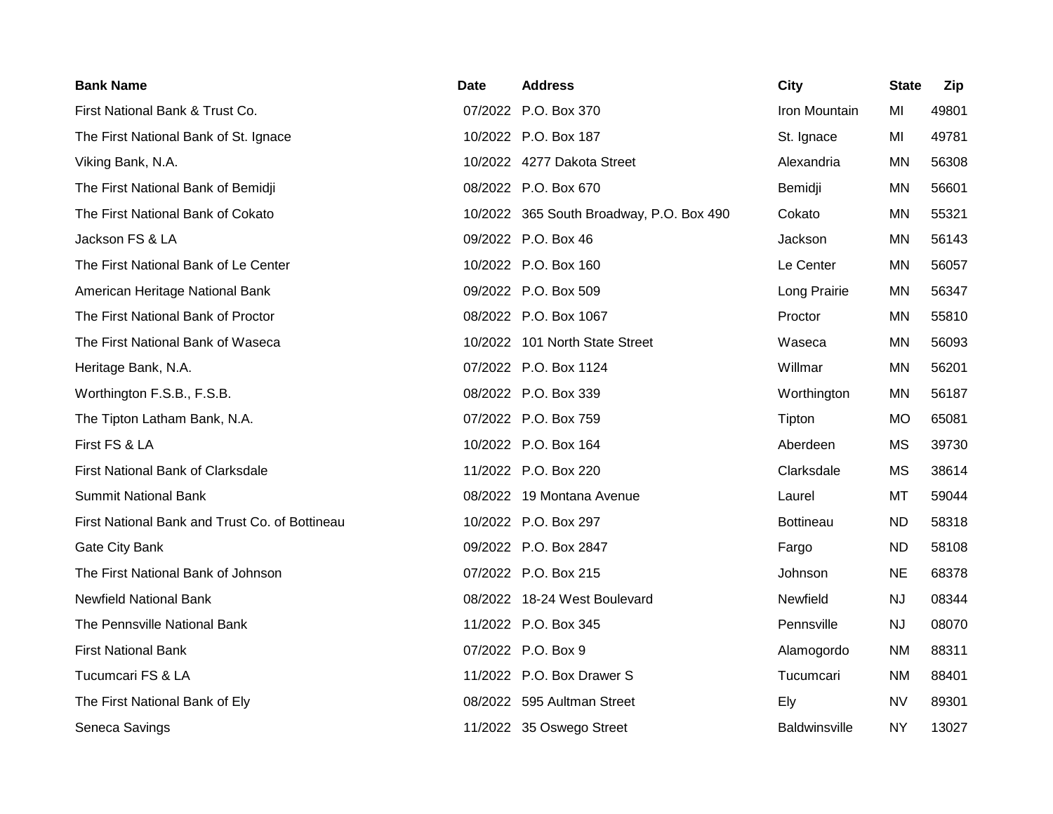| Bank Name | Date | Address | City | State | Zip |
| --- | --- | --- | --- | --- | --- |
| First National Bank & Trust Co. | 07/2022 | P.O. Box 370 | Iron Mountain | MI | 49801 |
| The First National Bank of St. Ignace | 10/2022 | P.O. Box 187 | St. Ignace | MI | 49781 |
| Viking Bank, N.A. | 10/2022 | 4277 Dakota Street | Alexandria | MN | 56308 |
| The First National Bank of Bemidji | 08/2022 | P.O. Box 670 | Bemidji | MN | 56601 |
| The First National Bank of Cokato | 10/2022 | 365 South Broadway, P.O. Box 490 | Cokato | MN | 55321 |
| Jackson FS & LA | 09/2022 | P.O. Box 46 | Jackson | MN | 56143 |
| The First National Bank of Le Center | 10/2022 | P.O. Box 160 | Le Center | MN | 56057 |
| American Heritage National Bank | 09/2022 | P.O. Box 509 | Long Prairie | MN | 56347 |
| The First National Bank of Proctor | 08/2022 | P.O. Box 1067 | Proctor | MN | 55810 |
| The First National Bank of Waseca | 10/2022 | 101 North State Street | Waseca | MN | 56093 |
| Heritage Bank, N.A. | 07/2022 | P.O. Box 1124 | Willmar | MN | 56201 |
| Worthington F.S.B., F.S.B. | 08/2022 | P.O. Box 339 | Worthington | MN | 56187 |
| The Tipton Latham Bank, N.A. | 07/2022 | P.O. Box 759 | Tipton | MO | 65081 |
| First FS & LA | 10/2022 | P.O. Box 164 | Aberdeen | MS | 39730 |
| First National Bank of Clarksdale | 11/2022 | P.O. Box 220 | Clarksdale | MS | 38614 |
| Summit National Bank | 08/2022 | 19 Montana Avenue | Laurel | MT | 59044 |
| First National Bank and Trust Co. of Bottineau | 10/2022 | P.O. Box 297 | Bottineau | ND | 58318 |
| Gate City Bank | 09/2022 | P.O. Box 2847 | Fargo | ND | 58108 |
| The First National Bank of Johnson | 07/2022 | P.O. Box 215 | Johnson | NE | 68378 |
| Newfield National Bank | 08/2022 | 18-24 West Boulevard | Newfield | NJ | 08344 |
| The Pennsville National Bank | 11/2022 | P.O. Box 345 | Pennsville | NJ | 08070 |
| First National Bank | 07/2022 | P.O. Box 9 | Alamogordo | NM | 88311 |
| Tucumcari FS & LA | 11/2022 | P.O. Box Drawer S | Tucumcari | NM | 88401 |
| The First National Bank of Ely | 08/2022 | 595 Aultman Street | Ely | NV | 89301 |
| Seneca Savings | 11/2022 | 35 Oswego Street | Baldwinsville | NY | 13027 |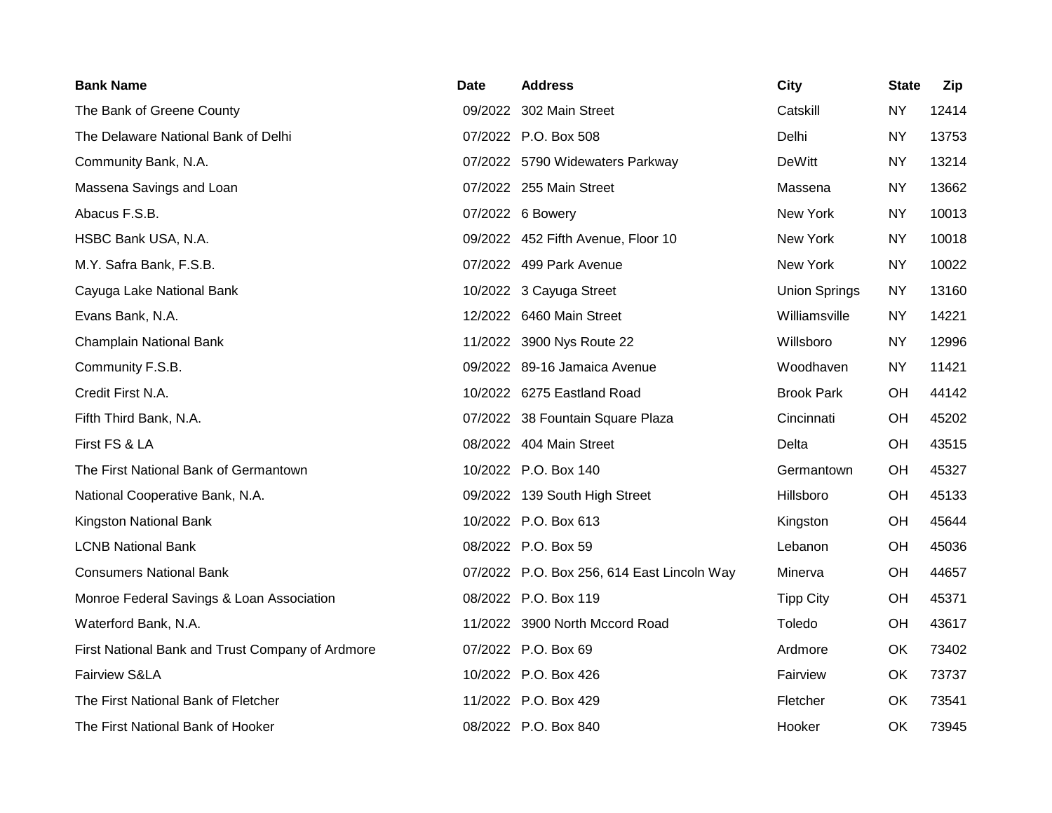| Bank Name | Date | Address | City | State | Zip |
|---|---|---|---|---|---|
| The Bank of Greene County | 09/2022 | 302 Main Street | Catskill | NY | 12414 |
| The Delaware National Bank of Delhi | 07/2022 | P.O. Box 508 | Delhi | NY | 13753 |
| Community Bank, N.A. | 07/2022 | 5790 Widewaters Parkway | DeWitt | NY | 13214 |
| Massena Savings and Loan | 07/2022 | 255 Main Street | Massena | NY | 13662 |
| Abacus F.S.B. | 07/2022 | 6 Bowery | New York | NY | 10013 |
| HSBC Bank USA, N.A. | 09/2022 | 452 Fifth Avenue, Floor 10 | New York | NY | 10018 |
| M.Y. Safra Bank, F.S.B. | 07/2022 | 499 Park Avenue | New York | NY | 10022 |
| Cayuga Lake National Bank | 10/2022 | 3 Cayuga Street | Union Springs | NY | 13160 |
| Evans Bank, N.A. | 12/2022 | 6460 Main Street | Williamsville | NY | 14221 |
| Champlain National Bank | 11/2022 | 3900 Nys Route 22 | Willsboro | NY | 12996 |
| Community F.S.B. | 09/2022 | 89-16 Jamaica Avenue | Woodhaven | NY | 11421 |
| Credit First N.A. | 10/2022 | 6275 Eastland Road | Brook Park | OH | 44142 |
| Fifth Third Bank, N.A. | 07/2022 | 38 Fountain Square Plaza | Cincinnati | OH | 45202 |
| First FS & LA | 08/2022 | 404 Main Street | Delta | OH | 43515 |
| The First National Bank of Germantown | 10/2022 | P.O. Box 140 | Germantown | OH | 45327 |
| National Cooperative Bank, N.A. | 09/2022 | 139 South High Street | Hillsboro | OH | 45133 |
| Kingston National Bank | 10/2022 | P.O. Box 613 | Kingston | OH | 45644 |
| LCNB National Bank | 08/2022 | P.O. Box 59 | Lebanon | OH | 45036 |
| Consumers National Bank | 07/2022 | P.O. Box 256, 614 East Lincoln Way | Minerva | OH | 44657 |
| Monroe Federal Savings & Loan Association | 08/2022 | P.O. Box 119 | Tipp City | OH | 45371 |
| Waterford Bank, N.A. | 11/2022 | 3900 North Mccord Road | Toledo | OH | 43617 |
| First National Bank and Trust Company of Ardmore | 07/2022 | P.O. Box 69 | Ardmore | OK | 73402 |
| Fairview S&LA | 10/2022 | P.O. Box 426 | Fairview | OK | 73737 |
| The First National Bank of Fletcher | 11/2022 | P.O. Box 429 | Fletcher | OK | 73541 |
| The First National Bank of Hooker | 08/2022 | P.O. Box 840 | Hooker | OK | 73945 |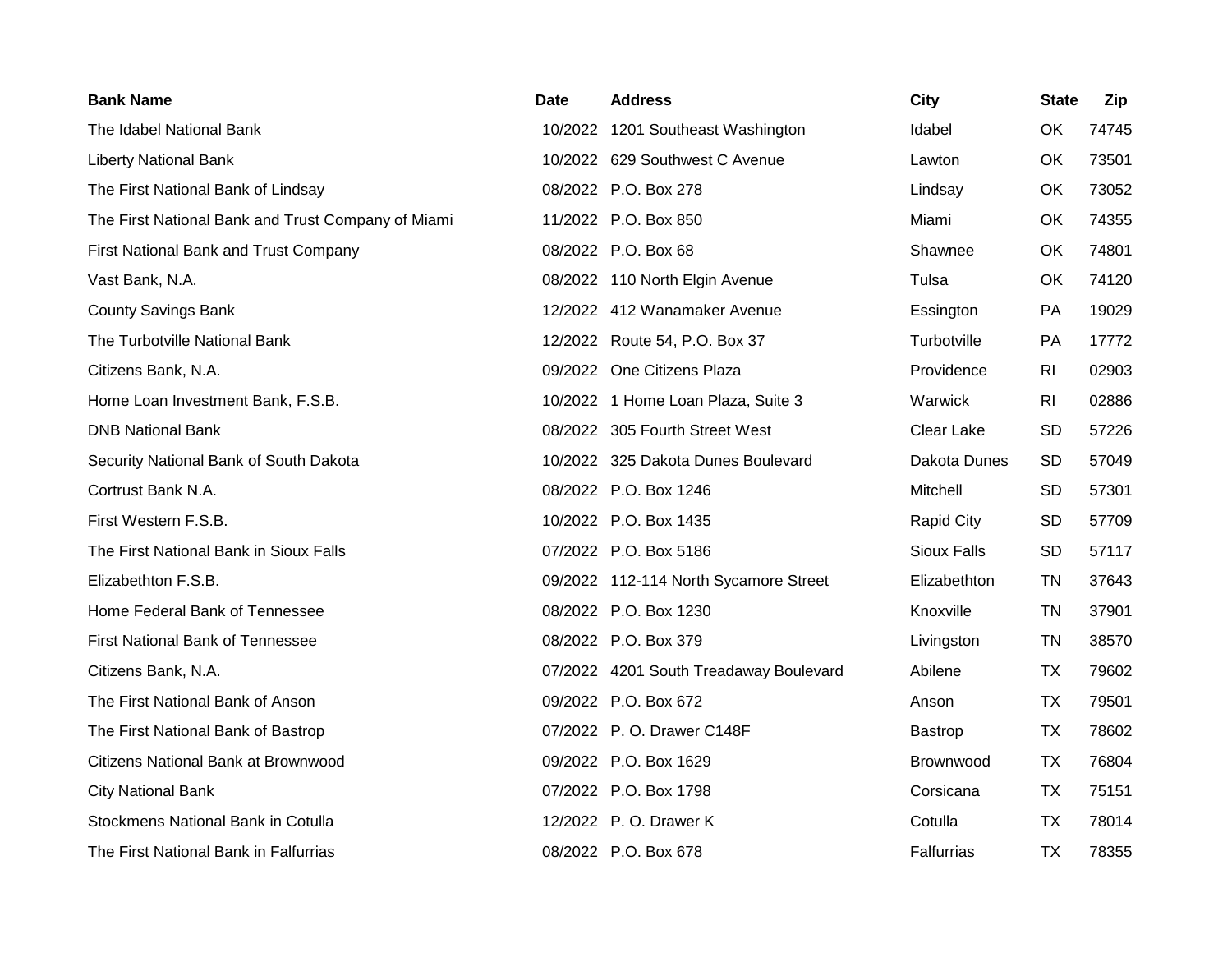| Bank Name | Date | Address | City | State | Zip |
|---|---|---|---|---|---|
| The Idabel National Bank | 10/2022 | 1201 Southeast Washington | Idabel | OK | 74745 |
| Liberty National Bank | 10/2022 | 629 Southwest C Avenue | Lawton | OK | 73501 |
| The First National Bank of Lindsay | 08/2022 | P.O. Box 278 | Lindsay | OK | 73052 |
| The First National Bank and Trust Company of Miami | 11/2022 | P.O. Box 850 | Miami | OK | 74355 |
| First National Bank and Trust Company | 08/2022 | P.O. Box 68 | Shawnee | OK | 74801 |
| Vast Bank, N.A. | 08/2022 | 110 North Elgin Avenue | Tulsa | OK | 74120 |
| County Savings Bank | 12/2022 | 412 Wanamaker Avenue | Essington | PA | 19029 |
| The Turbotville National Bank | 12/2022 | Route 54, P.O. Box 37 | Turbotville | PA | 17772 |
| Citizens Bank, N.A. | 09/2022 | One Citizens Plaza | Providence | RI | 02903 |
| Home Loan Investment Bank, F.S.B. | 10/2022 | 1 Home Loan Plaza, Suite 3 | Warwick | RI | 02886 |
| DNB National Bank | 08/2022 | 305 Fourth Street West | Clear Lake | SD | 57226 |
| Security National Bank of South Dakota | 10/2022 | 325 Dakota Dunes Boulevard | Dakota Dunes | SD | 57049 |
| Cortrust Bank N.A. | 08/2022 | P.O. Box 1246 | Mitchell | SD | 57301 |
| First Western F.S.B. | 10/2022 | P.O. Box 1435 | Rapid City | SD | 57709 |
| The First National Bank in Sioux Falls | 07/2022 | P.O. Box 5186 | Sioux Falls | SD | 57117 |
| Elizabethton F.S.B. | 09/2022 | 112-114 North Sycamore Street | Elizabethton | TN | 37643 |
| Home Federal Bank of Tennessee | 08/2022 | P.O. Box 1230 | Knoxville | TN | 37901 |
| First National Bank of Tennessee | 08/2022 | P.O. Box 379 | Livingston | TN | 38570 |
| Citizens Bank, N.A. | 07/2022 | 4201 South Treadaway Boulevard | Abilene | TX | 79602 |
| The First National Bank of Anson | 09/2022 | P.O. Box 672 | Anson | TX | 79501 |
| The First National Bank of Bastrop | 07/2022 | P. O. Drawer C148F | Bastrop | TX | 78602 |
| Citizens National Bank at Brownwood | 09/2022 | P.O. Box 1629 | Brownwood | TX | 76804 |
| City National Bank | 07/2022 | P.O. Box 1798 | Corsicana | TX | 75151 |
| Stockmens National Bank in Cotulla | 12/2022 | P. O. Drawer K | Cotulla | TX | 78014 |
| The First National Bank in Falfurrias | 08/2022 | P.O. Box 678 | Falfurrias | TX | 78355 |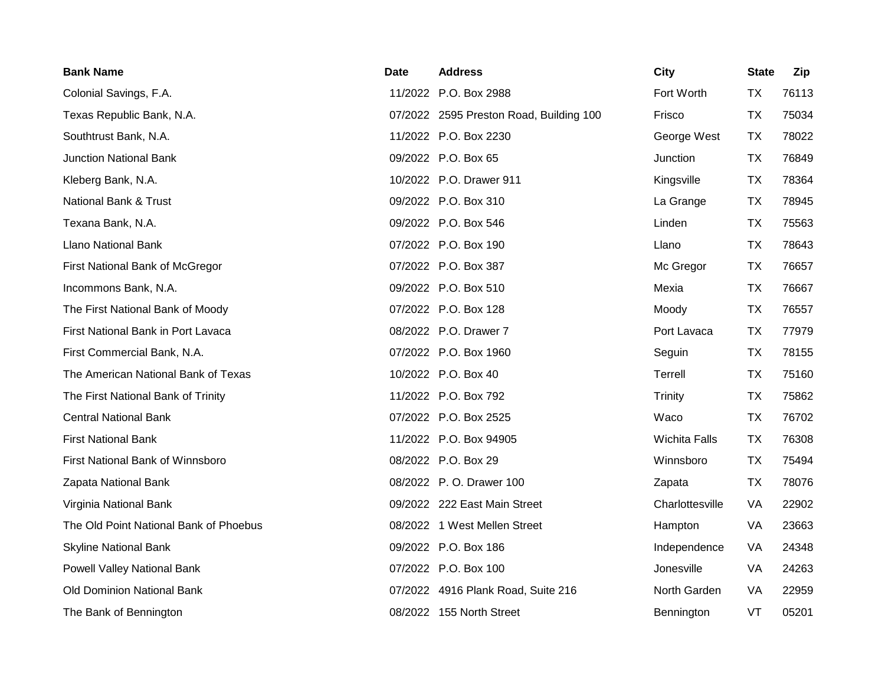| Bank Name | Date | Address | City | State | Zip |
|---|---|---|---|---|---|
| Colonial Savings, F.A. | 11/2022 | P.O. Box 2988 | Fort Worth | TX | 76113 |
| Texas Republic Bank, N.A. | 07/2022 | 2595 Preston Road, Building 100 | Frisco | TX | 75034 |
| Southtrust Bank, N.A. | 11/2022 | P.O. Box 2230 | George West | TX | 78022 |
| Junction National Bank | 09/2022 | P.O. Box 65 | Junction | TX | 76849 |
| Kleberg Bank, N.A. | 10/2022 | P.O. Drawer 911 | Kingsville | TX | 78364 |
| National Bank & Trust | 09/2022 | P.O. Box 310 | La Grange | TX | 78945 |
| Texana Bank, N.A. | 09/2022 | P.O. Box 546 | Linden | TX | 75563 |
| Llano National Bank | 07/2022 | P.O. Box 190 | Llano | TX | 78643 |
| First National Bank of McGregor | 07/2022 | P.O. Box 387 | Mc Gregor | TX | 76657 |
| Incommons Bank, N.A. | 09/2022 | P.O. Box 510 | Mexia | TX | 76667 |
| The First National Bank of Moody | 07/2022 | P.O. Box 128 | Moody | TX | 76557 |
| First National Bank in Port Lavaca | 08/2022 | P.O. Drawer 7 | Port Lavaca | TX | 77979 |
| First Commercial Bank, N.A. | 07/2022 | P.O. Box 1960 | Seguin | TX | 78155 |
| The American National Bank of Texas | 10/2022 | P.O. Box 40 | Terrell | TX | 75160 |
| The First National Bank of Trinity | 11/2022 | P.O. Box 792 | Trinity | TX | 75862 |
| Central National Bank | 07/2022 | P.O. Box 2525 | Waco | TX | 76702 |
| First National Bank | 11/2022 | P.O. Box 94905 | Wichita Falls | TX | 76308 |
| First National Bank of Winnsboro | 08/2022 | P.O. Box 29 | Winnsboro | TX | 75494 |
| Zapata National Bank | 08/2022 | P. O. Drawer 100 | Zapata | TX | 78076 |
| Virginia National Bank | 09/2022 | 222 East Main Street | Charlottesville | VA | 22902 |
| The Old Point National Bank of Phoebus | 08/2022 | 1 West Mellen Street | Hampton | VA | 23663 |
| Skyline National Bank | 09/2022 | P.O. Box 186 | Independence | VA | 24348 |
| Powell Valley National Bank | 07/2022 | P.O. Box 100 | Jonesville | VA | 24263 |
| Old Dominion National Bank | 07/2022 | 4916 Plank Road, Suite 216 | North Garden | VA | 22959 |
| The Bank of Bennington | 08/2022 | 155 North Street | Bennington | VT | 05201 |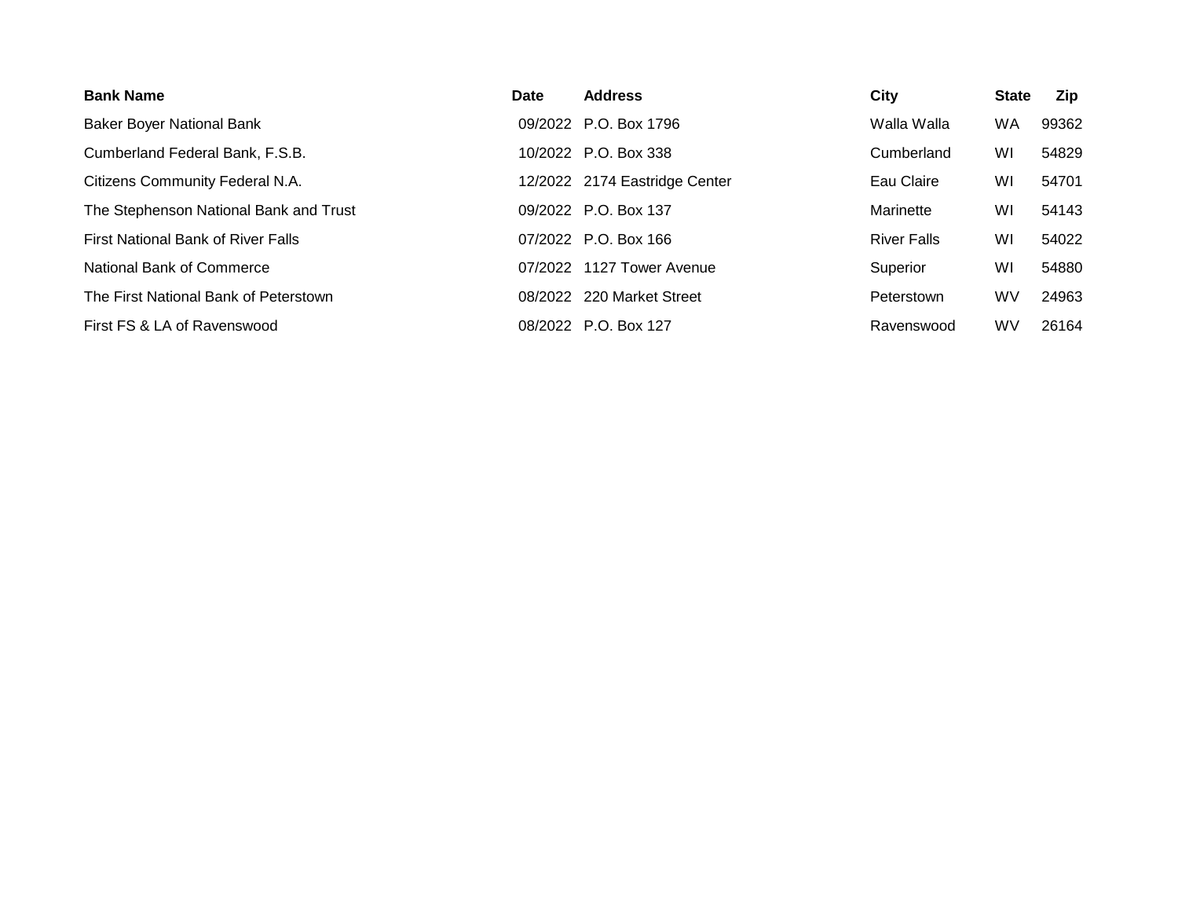| Bank Name | Date | Address | City | State | Zip |
| --- | --- | --- | --- | --- | --- |
| Baker Boyer National Bank | 09/2022 | P.O. Box 1796 | Walla Walla | WA | 99362 |
| Cumberland Federal Bank, F.S.B. | 10/2022 | P.O. Box 338 | Cumberland | WI | 54829 |
| Citizens Community Federal N.A. | 12/2022 | 2174 Eastridge Center | Eau Claire | WI | 54701 |
| The Stephenson National Bank and Trust | 09/2022 | P.O. Box 137 | Marinette | WI | 54143 |
| First National Bank of River Falls | 07/2022 | P.O. Box 166 | River Falls | WI | 54022 |
| National Bank of Commerce | 07/2022 | 1127 Tower Avenue | Superior | WI | 54880 |
| The First National Bank of Peterstown | 08/2022 | 220 Market Street | Peterstown | WV | 24963 |
| First FS & LA of Ravenswood | 08/2022 | P.O. Box 127 | Ravenswood | WV | 26164 |